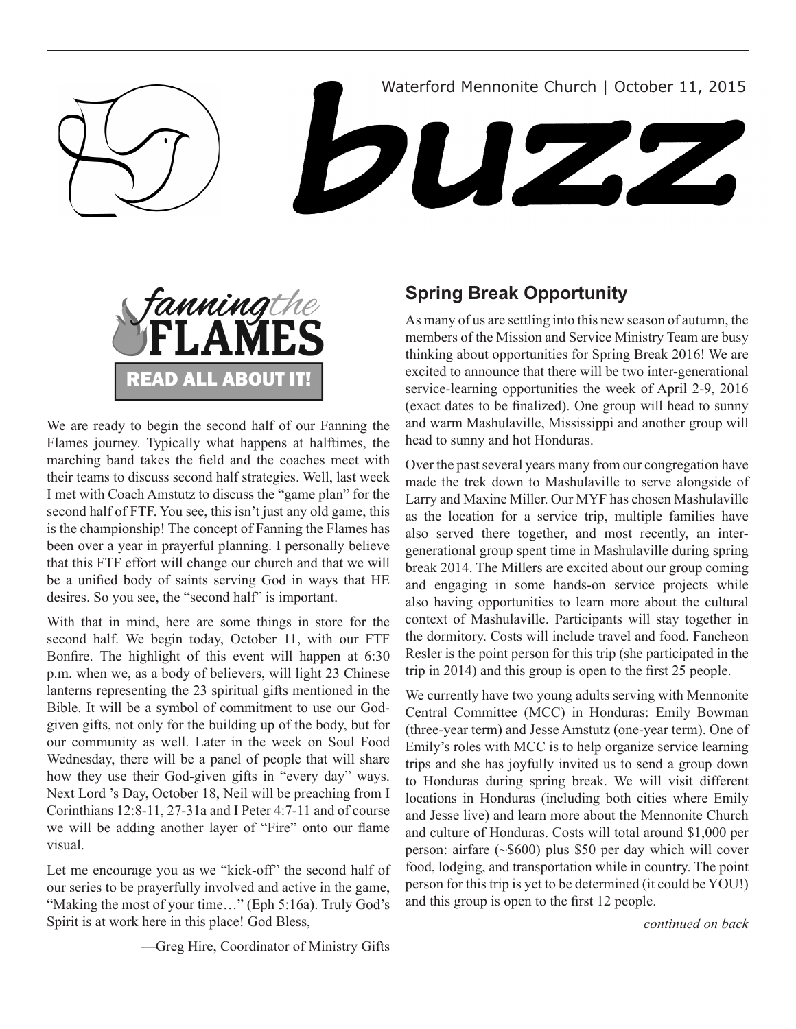Waterford Mennonite Church | October 11, 2015

# buzz

## Fanning the FLAMES

### READ ALL ABOUT IT!

We are ready to begin the second half of our Fanning the Flames journey. Typically what happens at halftimes, the marching band takes the field and the coaches meet with their teams to discuss second half strategies. Well, last week I met with Coach Amstutz to discuss the "game plan" for the second half of FTF. You see, this isn't just any old game, this is the championship! The concept of Fanning the Flames has been over a year in prayerful planning. I personally believe that this FTF effort will change our church and that we will be a unified body of saints serving God in ways that HE desires. So you see, the "second half" is important.

With that in mind, here are some things in store for the second half. We begin today, October 11, with our FTF Bonfire. The highlight of this event will happen at 6:30 p.m. when we, as a body of believers, will light 23 Chinese lanterns representing the 23 spiritual gifts mentioned in the Bible. It will be a symbol of commitment to use our God-given gifts, not only for the building up of the body, but for our community as well. Later in the week on Soul Food Wednesday, there will be a panel of people that will share how they use their God-given gifts in "every day" ways. Next Lord 's Day, October 18, Neil will be preaching from I Corinthians 12:8-11, 27-31a and I Peter 4:7-11 and of course we will be adding another layer of "Fire" onto our flame visual.

Let me encourage you as we "kick-off" the second half of our series to be prayerfully involved and active in the game, "Making the most of your time…" (Eph 5:16a). Truly God's Spirit is at work here in this place! God Bless,

—Greg Hire, Coordinator of Ministry Gifts

## Spring Break Opportunity

As many of us are settling into this new season of autumn, the members of the Mission and Service Ministry Team are busy thinking about opportunities for Spring Break 2016! We are excited to announce that there will be two inter-generational service-learning opportunities the week of April 2-9, 2016 (exact dates to be finalized). One group will head to sunny and warm Mashulaville, Mississippi and another group will head to sunny and hot Honduras.

Over the past several years many from our congregation have made the trek down to Mashulaville to serve alongside of Larry and Maxine Miller. Our MYF has chosen Mashulaville as the location for a service trip, multiple families have also served there together, and most recently, an inter-generational group spent time in Mashulaville during spring break 2014. The Millers are excited about our group coming and engaging in some hands-on service projects while also having opportunities to learn more about the cultural context of Mashulaville. Participants will stay together in the dormitory. Costs will include travel and food. Fancheon Resler is the point person for this trip (she participated in the trip in 2014) and this group is open to the first 25 people.

We currently have two young adults serving with Mennonite Central Committee (MCC) in Honduras: Emily Bowman (three-year term) and Jesse Amstutz (one-year term). One of Emily's roles with MCC is to help organize service learning trips and she has joyfully invited us to send a group down to Honduras during spring break. We will visit different locations in Honduras (including both cities where Emily and Jesse live) and learn more about the Mennonite Church and culture of Honduras. Costs will total around $1,000 per person: airfare (~$600) plus $50 per day which will cover food, lodging, and transportation while in country. The point person for this trip is yet to be determined (it could be YOU!) and this group is open to the first 12 people.

*continued on back*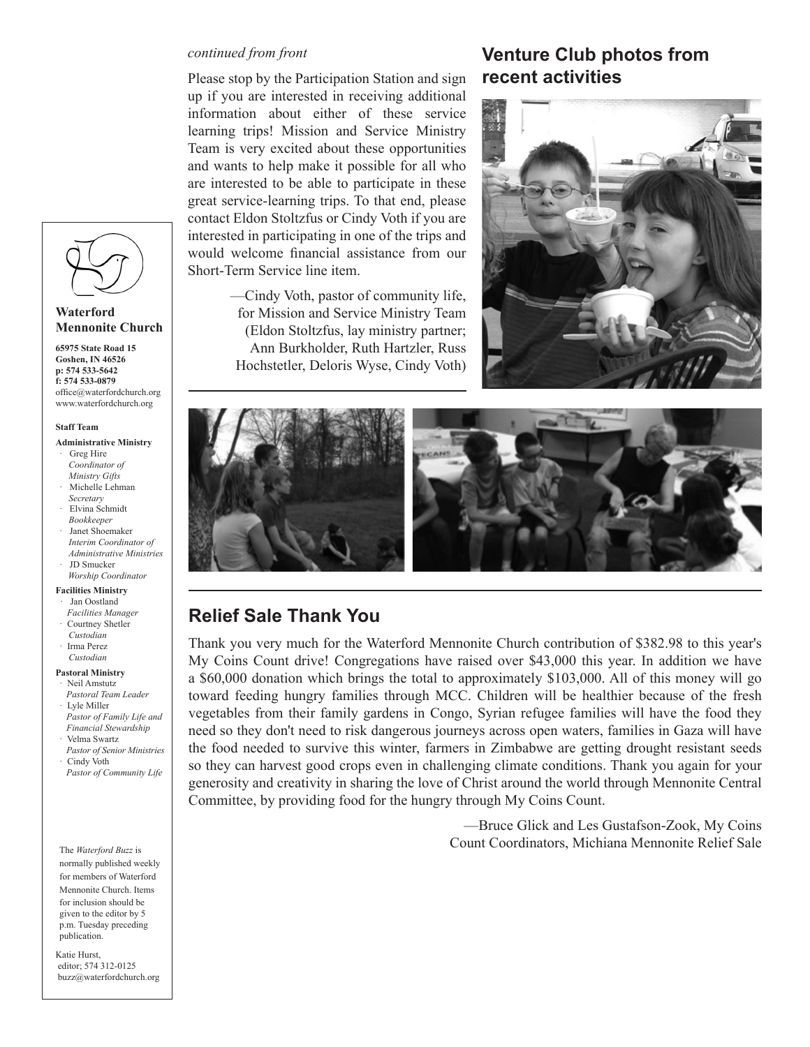*continued from front*

Please stop by the Participation Station and sign up if you are interested in receiving additional information about either of these service learning trips! Mission and Service Ministry Team is very excited about these opportunities and wants to help make it possible for all who are interested to be able to participate in these great service-learning trips. To that end, please contact Eldon Stoltzfus or Cindy Voth if you are interested in participating in one of the trips and would welcome financial assistance from our Short-Term Service line item.

—Cindy Voth, pastor of community life, for Mission and Service Ministry Team (Eldon Stoltzfus, lay ministry partner; Ann Burkholder, Ruth Hartzler, Russ Hochstetler, Deloris Wyse, Cindy Voth)

## Venture Club photos from recent activities

## Relief Sale Thank You

Thank you very much for the Waterford Mennonite Church contribution of $382.98 to this year's My Coins Count drive! Congregations have raised over $43,000 this year. In addition we have a $60,000 donation which brings the total to approximately $103,000. All of this money will go toward feeding hungry families through MCC. Children will be healthier because of the fresh vegetables from their family gardens in Congo, Syrian refugee families will have the food they need so they don't need to risk dangerous journeys across open waters, families in Gaza will have the food needed to survive this winter, farmers in Zimbabwe are getting drought resistant seeds so they can harvest good crops even in challenging climate conditions. Thank you again for your generosity and creativity in sharing the love of Christ around the world through Mennonite Central Committee, by providing food for the hungry through My Coins Count.

—Bruce Glick and Les Gustafson-Zook, My Coins Count Coordinators, Michiana Mennonite Relief Sale

---

**Waterford Mennonite Church**

**65975 State Road 15**
**Goshen, IN 46526**
**p: 574 533-5642**
**f: 574 533-0879**
office@waterfordchurch.org
www.waterfordchurch.org

**Staff Team**

**Administrative Ministry**
- Greg Hire, *Coordinator of Ministry Gifts*
- Michelle Lehman, *Secretary*
- Elvina Schmidt, *Bookkeeper*
- Janet Shoemaker, *Interim Coordinator of Administrative Ministries*
- JD Smucker, *Worship Coordinator*

**Facilities Ministry**
- Jan Oostland, *Facilities Manager*
- Courtney Shetler, *Custodian*
- Irma Perez, *Custodian*

**Pastoral Ministry**
- Neil Amstutz, *Pastoral Team Leader*
- Lyle Miller, *Pastor of Family Life and Financial Stewardship*
- Velma Swartz, *Pastor of Senior Ministries*
- Cindy Voth, *Pastor of Community Life*

The *Waterford Buzz* is normally published weekly for members of Waterford Mennonite Church. Items for inclusion should be given to the editor by 5 p.m. Tuesday preceding publication.

Katie Hurst, editor; 574 312-0125
buzz@waterfordchurch.org